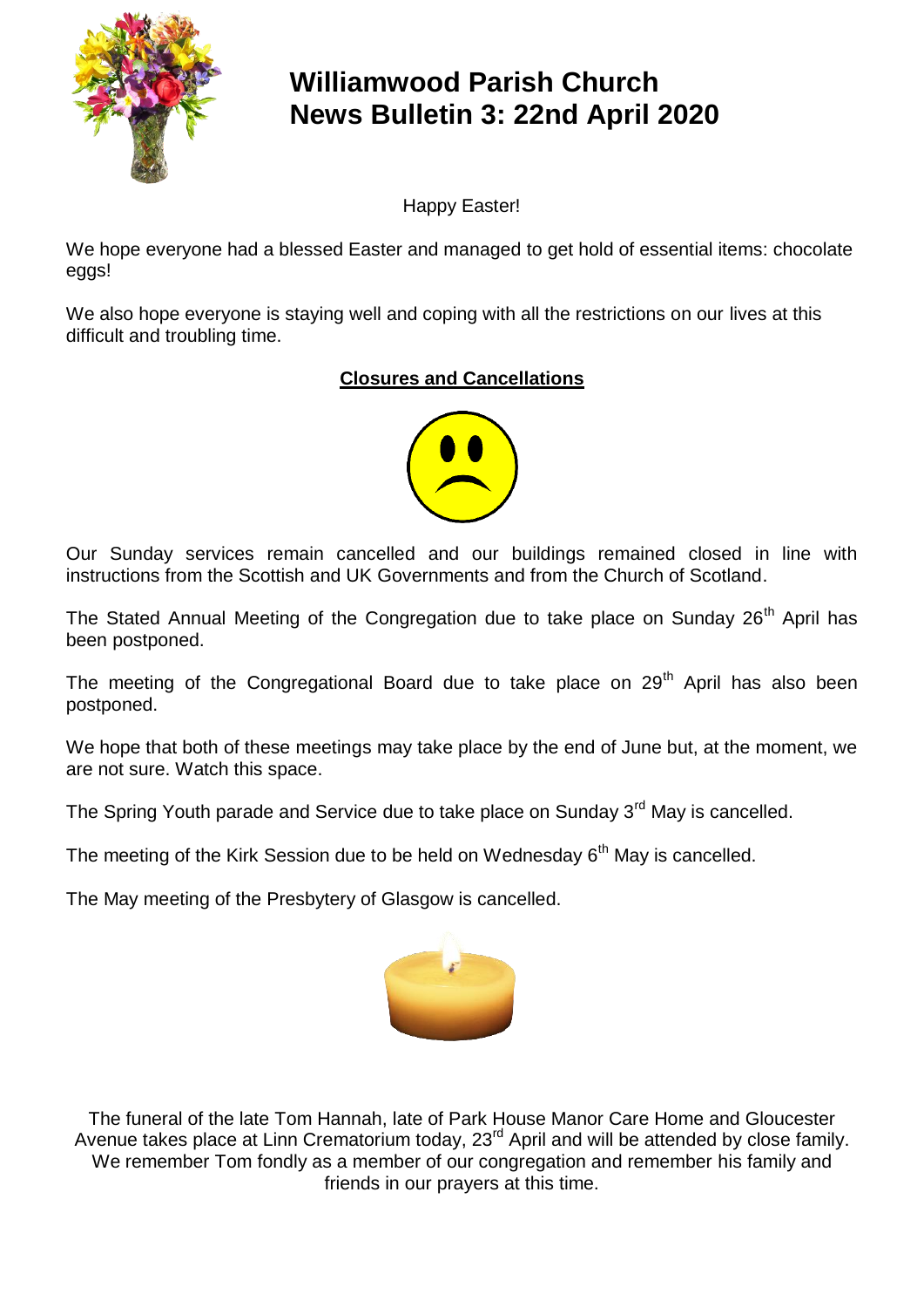# Williamwood Parish Church
# News Bulletin 3: 22nd April 2020

Happy Easter!

We hope everyone had a blessed Easter and managed to get hold of essential items: chocolate eggs!

We also hope everyone is staying well and coping with all the restrictions on our lives at this difficult and troubling time.

## Closures and Cancellations

Our Sunday services remain cancelled and our buildings remained closed in line with instructions from the Scottish and UK Governments and from the Church of Scotland.

The Stated Annual Meeting of the Congregation due to take place on Sunday 26th April has been postponed.

The meeting of the Congregational Board due to take place on 29th April has also been postponed.

We hope that both of these meetings may take place by the end of June but, at the moment, we are not sure. Watch this space.

The Spring Youth parade and Service due to take place on Sunday 3rd May is cancelled.

The meeting of the Kirk Session due to be held on Wednesday 6th May is cancelled.

The May meeting of the Presbytery of Glasgow is cancelled.

The funeral of the late Tom Hannah, late of Park House Manor Care Home and Gloucester Avenue takes place at Linn Crematorium today, 23rd April and will be attended by close family. We remember Tom fondly as a member of our congregation and remember his family and friends in our prayers at this time.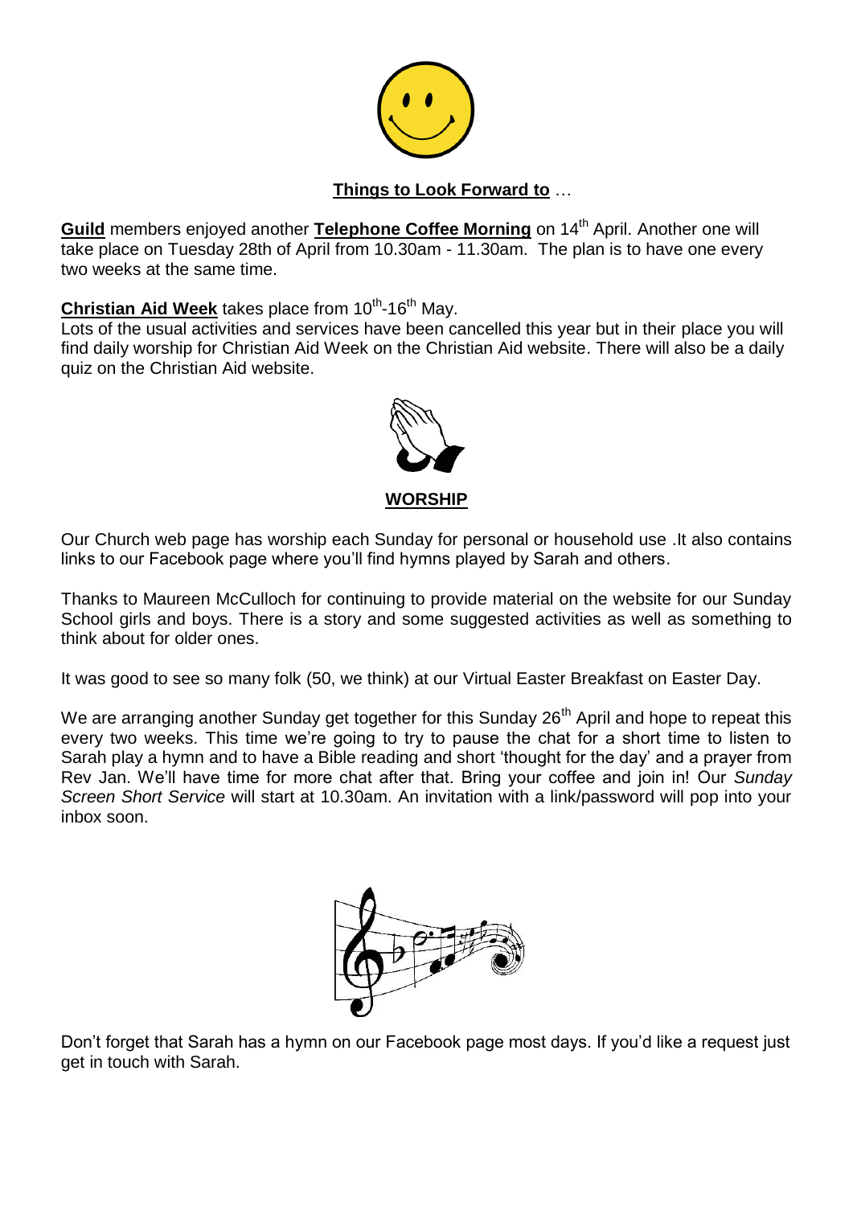## **Things to Look Forward to** …

**Guild** members enjoyed another **Telephone Coffee Morning** on 14th April. Another one will take place on Tuesday 28th of April from 10.30am - 11.30am. The plan is to have one every two weeks at the same time.

**Christian Aid Week** takes place from 10th-16th May.
Lots of the usual activities and services have been cancelled this year but in their place you will find daily worship for Christian Aid Week on the Christian Aid website. There will also be a daily quiz on the Christian Aid website.

## **WORSHIP**

Our Church web page has worship each Sunday for personal or household use .It also contains links to our Facebook page where you'll find hymns played by Sarah and others.

Thanks to Maureen McCulloch for continuing to provide material on the website for our Sunday School girls and boys. There is a story and some suggested activities as well as something to think about for older ones.

It was good to see so many folk (50, we think) at our Virtual Easter Breakfast on Easter Day.

We are arranging another Sunday get together for this Sunday 26th April and hope to repeat this every two weeks. This time we're going to try to pause the chat for a short time to listen to Sarah play a hymn and to have a Bible reading and short 'thought for the day' and a prayer from Rev Jan. We'll have time for more chat after that. Bring your coffee and join in! Our *Sunday Screen Short Service* will start at 10.30am. An invitation with a link/password will pop into your inbox soon.

Don't forget that Sarah has a hymn on our Facebook page most days. If you'd like a request just get in touch with Sarah.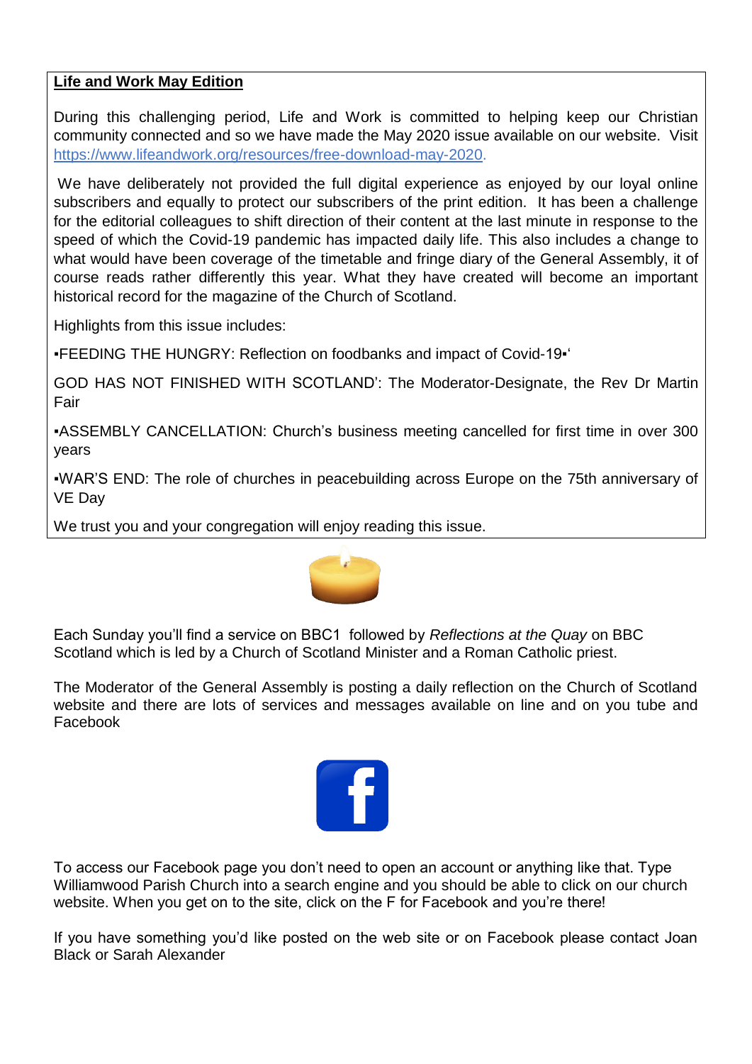**Life and Work May Edition**

During this challenging period, Life and Work is committed to helping keep our Christian community connected and so we have made the May 2020 issue available on our website. Visit https://www.lifeandwork.org/resources/free-download-may-2020.

We have deliberately not provided the full digital experience as enjoyed by our loyal online subscribers and equally to protect our subscribers of the print edition. It has been a challenge for the editorial colleagues to shift direction of their content at the last minute in response to the speed of which the Covid-19 pandemic has impacted daily life. This also includes a change to what would have been coverage of the timetable and fringe diary of the General Assembly, it of course reads rather differently this year. What they have created will become an important historical record for the magazine of the Church of Scotland.

Highlights from this issue includes:

▪FEEDING THE HUNGRY: Reflection on foodbanks and impact of Covid-19▪'

GOD HAS NOT FINISHED WITH SCOTLAND': The Moderator-Designate, the Rev Dr Martin Fair

▪ASSEMBLY CANCELLATION: Church's business meeting cancelled for first time in over 300 years

▪WAR'S END: The role of churches in peacebuilding across Europe on the 75th anniversary of VE Day

We trust you and your congregation will enjoy reading this issue.

Each Sunday you'll find a service on BBC1 followed by *Reflections at the Quay* on BBC Scotland which is led by a Church of Scotland Minister and a Roman Catholic priest.

The Moderator of the General Assembly is posting a daily reflection on the Church of Scotland website and there are lots of services and messages available on line and on you tube and Facebook

To access our Facebook page you don't need to open an account or anything like that. Type Williamwood Parish Church into a search engine and you should be able to click on our church website. When you get on to the site, click on the F for Facebook and you're there!

If you have something you'd like posted on the web site or on Facebook please contact Joan Black or Sarah Alexander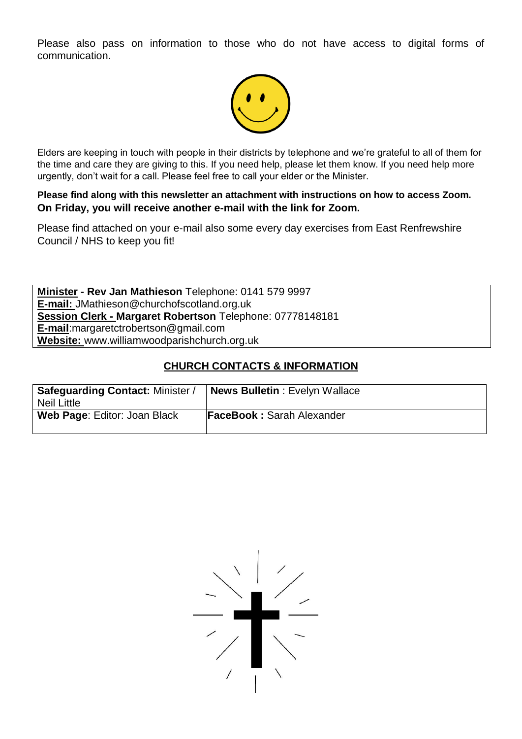Please also pass on information to those who do not have access to digital forms of communication.

Elders are keeping in touch with people in their districts by telephone and we're grateful to all of them for the time and care they are giving to this. If you need help, please let them know. If you need help more urgently, don't wait for a call. Please feel free to call your elder or the Minister.

**Please find along with this newsletter an attachment with instructions on how to access Zoom. On Friday, you will receive another e-mail with the link for Zoom.**

Please find attached on your e-mail also some every day exercises from East Renfrewshire Council / NHS to keep you fit!

**Minister - Rev Jan Mathieson** Telephone: 0141 579 9997
**E-mail:** JMathieson@churchofscotland.org.uk
**Session Clerk - Margaret Robertson** Telephone: 07778148181
**E-mail**:margaretctrobertson@gmail.com
**Website:** www.williamwoodparishchurch.org.uk

## CHURCH CONTACTS & INFORMATION

| | |
|---|---|
| **Safeguarding Contact:** Minister / Neil Little | **News Bulletin** : Evelyn Wallace |
| **Web Page**: Editor: Joan Black | **FaceBook :** Sarah Alexander |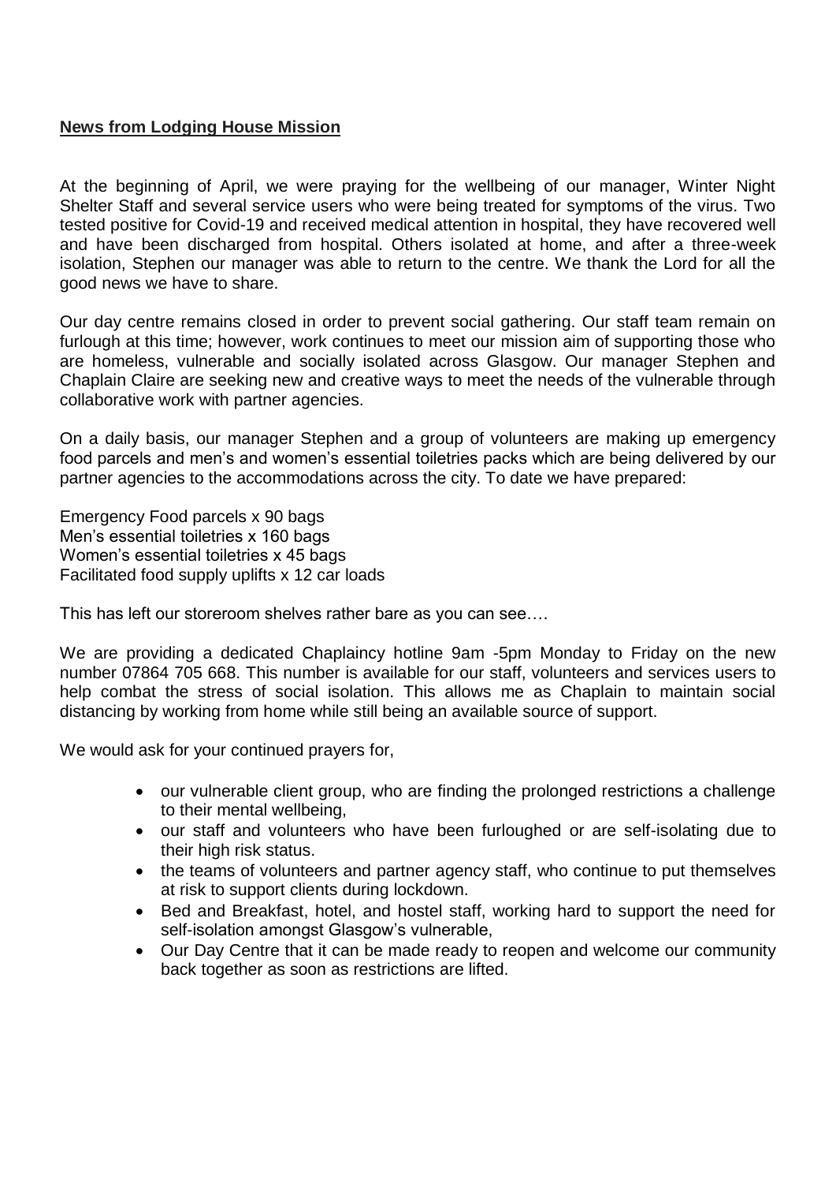**News from Lodging House Mission**

At the beginning of April, we were praying for the wellbeing of our manager, Winter Night Shelter Staff and several service users who were being treated for symptoms of the virus. Two tested positive for Covid-19 and received medical attention in hospital, they have recovered well and have been discharged from hospital. Others isolated at home, and after a three-week isolation, Stephen our manager was able to return to the centre. We thank the Lord for all the good news we have to share.

Our day centre remains closed in order to prevent social gathering. Our staff team remain on furlough at this time; however, work continues to meet our mission aim of supporting those who are homeless, vulnerable and socially isolated across Glasgow. Our manager Stephen and Chaplain Claire are seeking new and creative ways to meet the needs of the vulnerable through collaborative work with partner agencies.

On a daily basis, our manager Stephen and a group of volunteers are making up emergency food parcels and men's and women's essential toiletries packs which are being delivered by our partner agencies to the accommodations across the city. To date we have prepared:

Emergency Food parcels x 90 bags
Men's essential toiletries x 160 bags
Women's essential toiletries x 45 bags
Facilitated food supply uplifts x 12 car loads

This has left our storeroom shelves rather bare as you can see….

We are providing a dedicated Chaplaincy hotline 9am -5pm Monday to Friday on the new number 07864 705 668. This number is available for our staff, volunteers and services users to help combat the stress of social isolation. This allows me as Chaplain to maintain social distancing by working from home while still being an available source of support.

We would ask for your continued prayers for,

- our vulnerable client group, who are finding the prolonged restrictions a challenge to their mental wellbeing,
- our staff and volunteers who have been furloughed or are self-isolating due to their high risk status.
- the teams of volunteers and partner agency staff, who continue to put themselves at risk to support clients during lockdown.
- Bed and Breakfast, hotel, and hostel staff, working hard to support the need for self-isolation amongst Glasgow's vulnerable,
- Our Day Centre that it can be made ready to reopen and welcome our community back together as soon as restrictions are lifted.